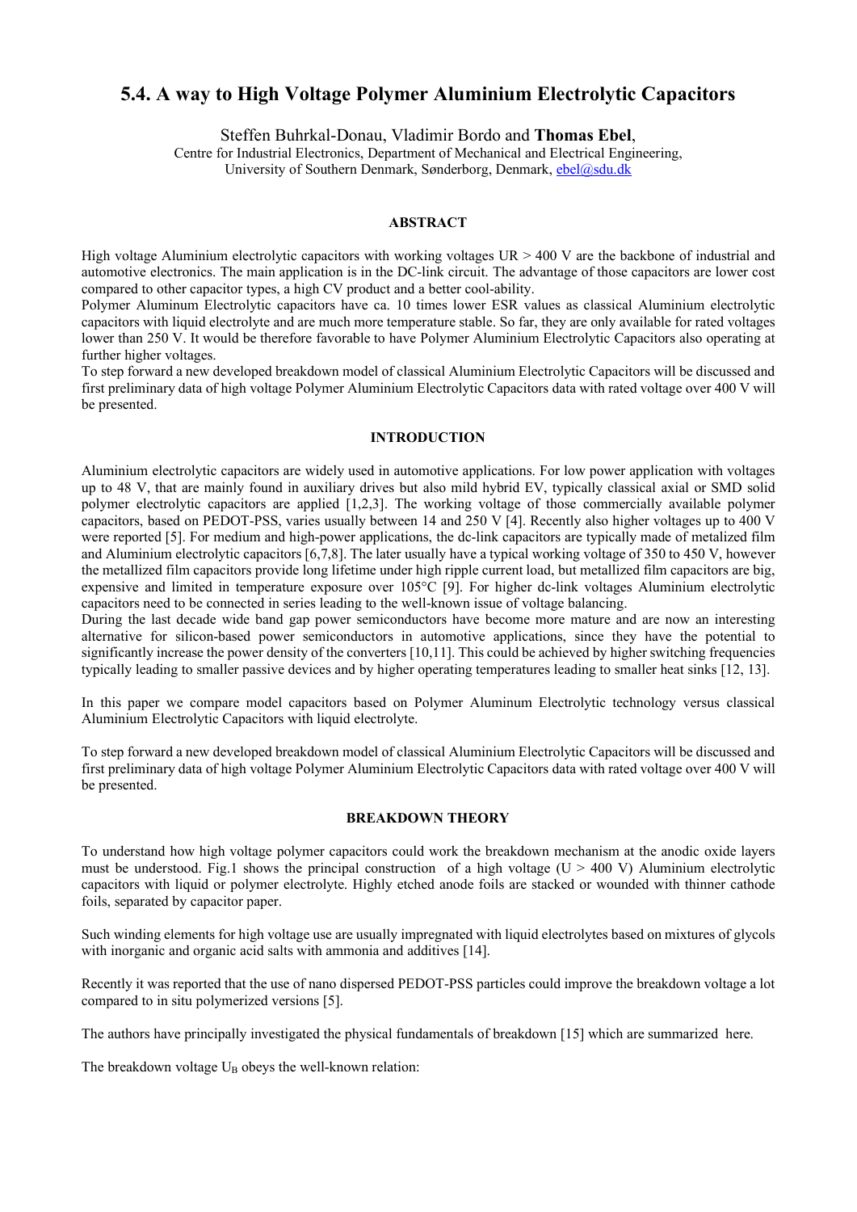# 5.4. A way to High Voltage Polymer Aluminium Electrolytic Capacitors

Steffen Buhrkal-Donau, Vladimir Bordo and **Thomas Ebel**,
Centre for Industrial Electronics, Department of Mechanical and Electrical Engineering,
University of Southern Denmark, Sønderborg, Denmark, ebel@sdu.dk

## ABSTRACT

High voltage Aluminium electrolytic capacitors with working voltages UR > 400 V are the backbone of industrial and automotive electronics. The main application is in the DC-link circuit. The advantage of those capacitors are lower cost compared to other capacitor types, a high CV product and a better cool-ability.
Polymer Aluminum Electrolytic capacitors have ca. 10 times lower ESR values as classical Aluminium electrolytic capacitors with liquid electrolyte and are much more temperature stable. So far, they are only available for rated voltages lower than 250 V. It would be therefore favorable to have Polymer Aluminium Electrolytic Capacitors also operating at further higher voltages.
To step forward a new developed breakdown model of classical Aluminium Electrolytic Capacitors will be discussed and first preliminary data of high voltage Polymer Aluminium Electrolytic Capacitors data with rated voltage over 400 V will be presented.

## INTRODUCTION

Aluminium electrolytic capacitors are widely used in automotive applications. For low power application with voltages up to 48 V, that are mainly found in auxiliary drives but also mild hybrid EV, typically classical axial or SMD solid polymer electrolytic capacitors are applied [1,2,3]. The working voltage of those commercially available polymer capacitors, based on PEDOT-PSS, varies usually between 14 and 250 V [4]. Recently also higher voltages up to 400 V were reported [5]. For medium and high-power applications, the dc-link capacitors are typically made of metalized film and Aluminium electrolytic capacitors [6,7,8]. The later usually have a typical working voltage of 350 to 450 V, however the metallized film capacitors provide long lifetime under high ripple current load, but metallized film capacitors are big, expensive and limited in temperature exposure over 105°C [9]. For higher dc-link voltages Aluminium electrolytic capacitors need to be connected in series leading to the well-known issue of voltage balancing.
During the last decade wide band gap power semiconductors have become more mature and are now an interesting alternative for silicon-based power semiconductors in automotive applications, since they have the potential to significantly increase the power density of the converters [10,11]. This could be achieved by higher switching frequencies typically leading to smaller passive devices and by higher operating temperatures leading to smaller heat sinks [12, 13].

In this paper we compare model capacitors based on Polymer Aluminum Electrolytic technology versus classical Aluminium Electrolytic Capacitors with liquid electrolyte.

To step forward a new developed breakdown model of classical Aluminium Electrolytic Capacitors will be discussed and first preliminary data of high voltage Polymer Aluminium Electrolytic Capacitors data with rated voltage over 400 V will be presented.

## BREAKDOWN THEORY

To understand how high voltage polymer capacitors could work the breakdown mechanism at the anodic oxide layers must be understood. Fig.1 shows the principal construction of a high voltage (U > 400 V) Aluminium electrolytic capacitors with liquid or polymer electrolyte. Highly etched anode foils are stacked or wounded with thinner cathode foils, separated by capacitor paper.

Such winding elements for high voltage use are usually impregnated with liquid electrolytes based on mixtures of glycols with inorganic and organic acid salts with ammonia and additives [14].

Recently it was reported that the use of nano dispersed PEDOT-PSS particles could improve the breakdown voltage a lot compared to in situ polymerized versions [5].

The authors have principally investigated the physical fundamentals of breakdown [15] which are summarized here.

The breakdown voltage $U_B$ obeys the well-known relation: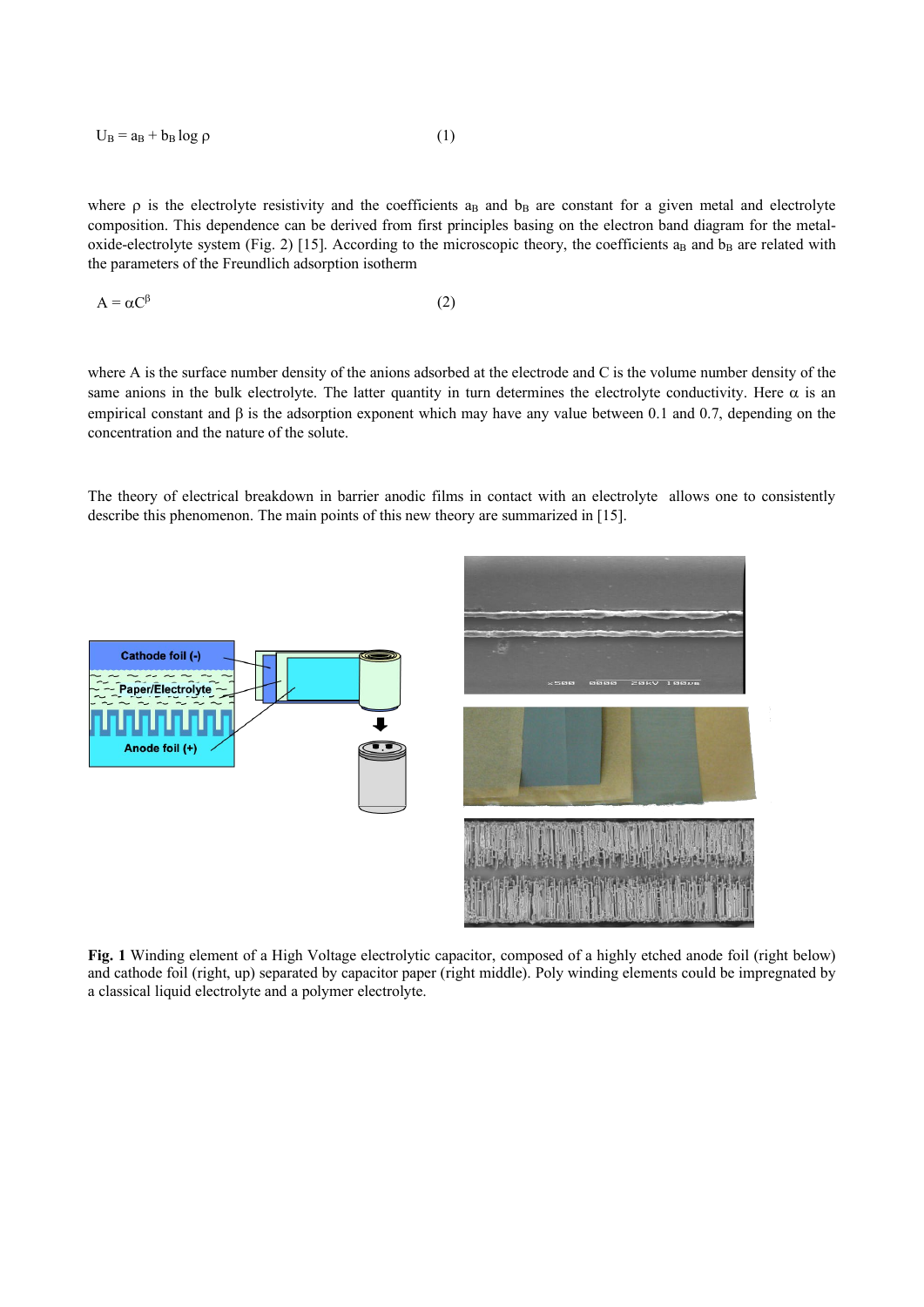$$U_B = a_B + b_B \log \rho \qquad (1)$$

where $\rho$ is the electrolyte resistivity and the coefficients $a_B$ and $b_B$ are constant for a given metal and electrolyte composition. This dependence can be derived from first principles basing on the electron band diagram for the metal-oxide-electrolyte system (Fig. 2) [15]. According to the microscopic theory, the coefficients $a_B$ and $b_B$ are related with the parameters of the Freundlich adsorption isotherm

$$A = \alpha C^{\beta} \qquad (2)$$

where A is the surface number density of the anions adsorbed at the electrode and C is the volume number density of the same anions in the bulk electrolyte. The latter quantity in turn determines the electrolyte conductivity. Here $\alpha$ is an empirical constant and $\beta$ is the adsorption exponent which may have any value between 0.1 and 0.7, depending on the concentration and the nature of the solute.

The theory of electrical breakdown in barrier anodic films in contact with an electrolyte allows one to consistently describe this phenomenon. The main points of this new theory are summarized in [15].

**Fig. 1** Winding element of a High Voltage electrolytic capacitor, composed of a highly etched anode foil (right below) and cathode foil (right, up) separated by capacitor paper (right middle). Poly winding elements could be impregnated by a classical liquid electrolyte and a polymer electrolyte.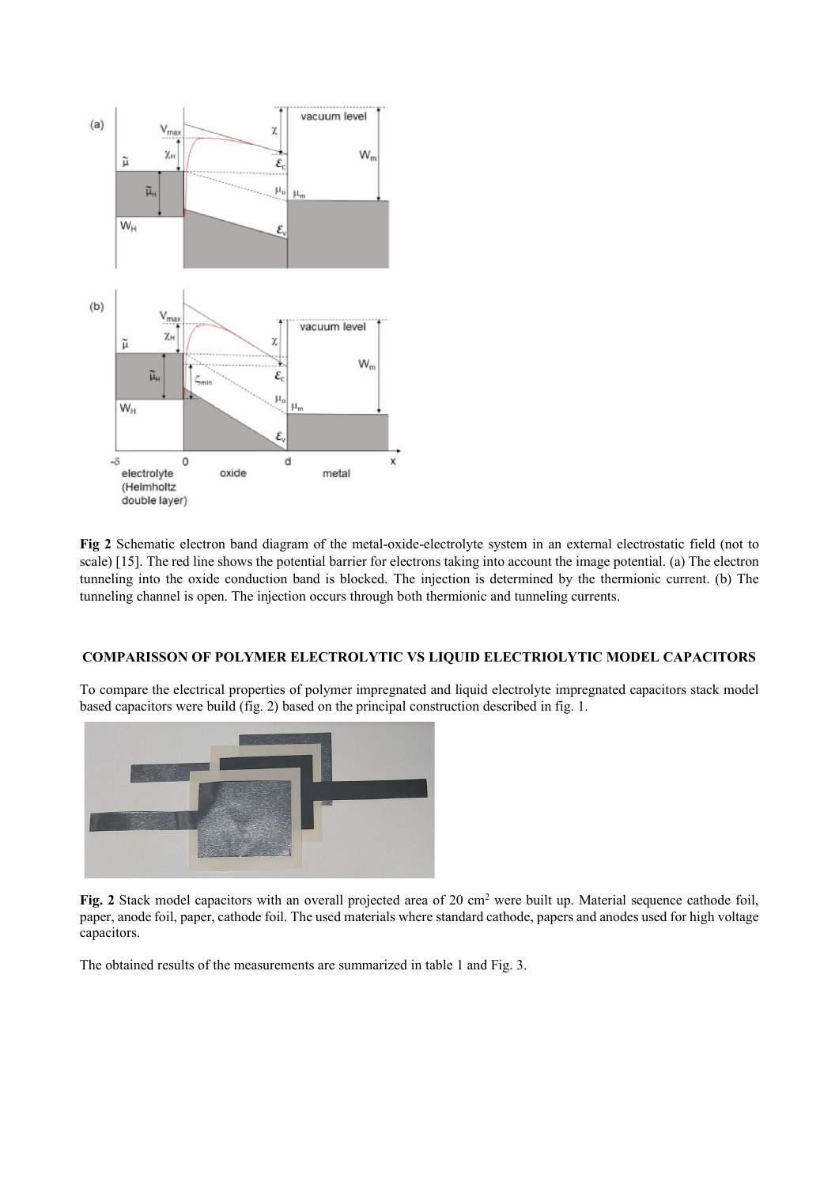**Fig 2** Schematic electron band diagram of the metal-oxide-electrolyte system in an external electrostatic field (not to scale) [15]. The red line shows the potential barrier for electrons taking into account the image potential. (a) The electron tunneling into the oxide conduction band is blocked. The injection is determined by the thermionic current. (b) The tunneling channel is open. The injection occurs through both thermionic and tunneling currents.

### COMPARISSON OF POLYMER ELECTROLYTIC VS LIQUID ELECTRIOLYTIC MODEL CAPACITORS

To compare the electrical properties of polymer impregnated and liquid electrolyte impregnated capacitors stack model based capacitors were build (fig. 2) based on the principal construction described in fig. 1.

**Fig. 2** Stack model capacitors with an overall projected area of 20 $cm^2$ were built up. Material sequence cathode foil, paper, anode foil, paper, cathode foil. The used materials where standard cathode, papers and anodes used for high voltage capacitors.

The obtained results of the measurements are summarized in table 1 and Fig. 3.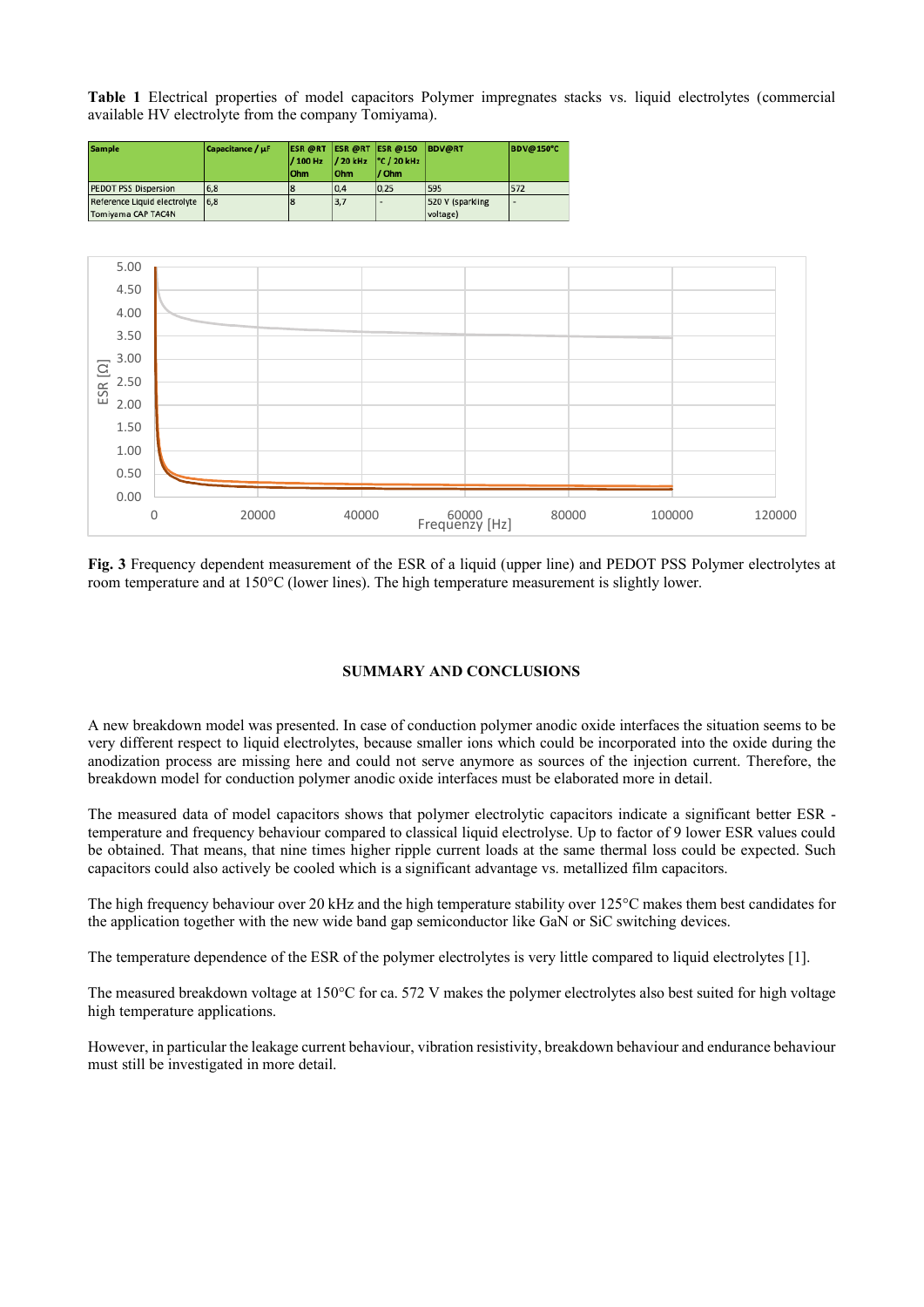**Table 1** Electrical properties of model capacitors Polymer impregnates stacks vs. liquid electrolytes (commercial available HV electrolyte from the company Tomiyama).

| Sample | Capacitance / µF | ESR @RT / 100 Hz Ohm | ESR @RT / 20 kHz Ohm | ESR @150 °C / 20 kHz / Ohm | BDV@RT | BDV@150°C |
|---|---|---|---|---|---|---|
| PEDOT PSS Dispersion | 6,8 | 8 | 0,4 | 0.25 | 595 | 572 |
| Reference Liquid electrolyte Tomiyama CAP TAC4N | 6,8 | 8 | 3,7 | - | 520 V (sparking voltage) | - |

**Fig. 3** Frequency dependent measurement of the ESR of a liquid (upper line) and PEDOT PSS Polymer electrolytes at room temperature and at 150°C (lower lines). The high temperature measurement is slightly lower.

## SUMMARY AND CONCLUSIONS

A new breakdown model was presented. In case of conduction polymer anodic oxide interfaces the situation seems to be very different respect to liquid electrolytes, because smaller ions which could be incorporated into the oxide during the anodization process are missing here and could not serve anymore as sources of the injection current. Therefore, the breakdown model for conduction polymer anodic oxide interfaces must be elaborated more in detail.

The measured data of model capacitors shows that polymer electrolytic capacitors indicate a significant better ESR - temperature and frequency behaviour compared to classical liquid electrolyse. Up to factor of 9 lower ESR values could be obtained. That means, that nine times higher ripple current loads at the same thermal loss could be expected. Such capacitors could also actively be cooled which is a significant advantage vs. metallized film capacitors.

The high frequency behaviour over 20 kHz and the high temperature stability over 125°C makes them best candidates for the application together with the new wide band gap semiconductor like GaN or SiC switching devices.

The temperature dependence of the ESR of the polymer electrolytes is very little compared to liquid electrolytes [1].

The measured breakdown voltage at 150°C for ca. 572 V makes the polymer electrolytes also best suited for high voltage high temperature applications.

However, in particular the leakage current behaviour, vibration resistivity, breakdown behaviour and endurance behaviour must still be investigated in more detail.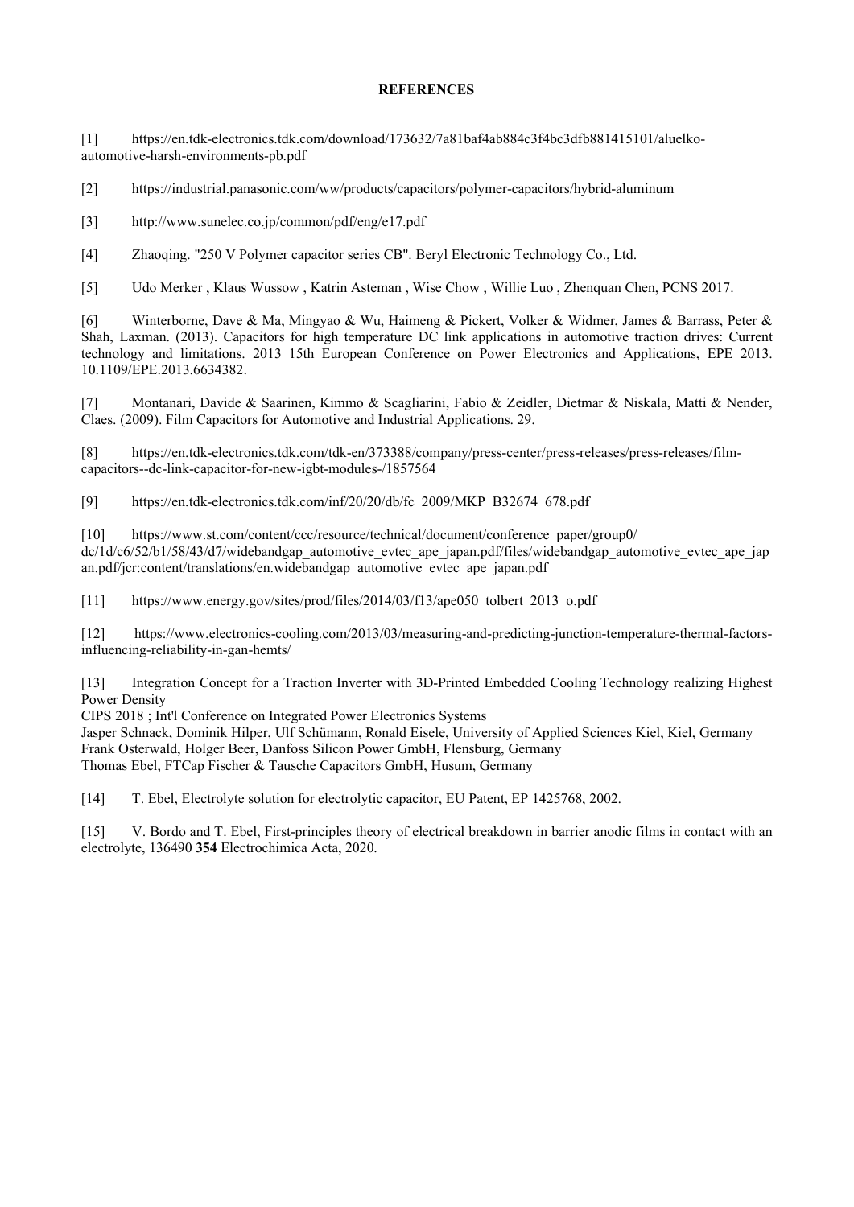**REFERENCES**

[1] https://en.tdk-electronics.tdk.com/download/173632/7a81baf4ab884c3f4bc3dfb881415101/aluelko-automotive-harsh-environments-pb.pdf

[2] https://industrial.panasonic.com/ww/products/capacitors/polymer-capacitors/hybrid-aluminum

[3] http://www.sunelec.co.jp/common/pdf/eng/e17.pdf

[4] Zhaoqing. "250 V Polymer capacitor series CB". Beryl Electronic Technology Co., Ltd.

[5] Udo Merker , Klaus Wussow , Katrin Asteman , Wise Chow , Willie Luo , Zhenquan Chen, PCNS 2017.

[6] Winterborne, Dave & Ma, Mingyao & Wu, Haimeng & Pickert, Volker & Widmer, James & Barrass, Peter & Shah, Laxman. (2013). Capacitors for high temperature DC link applications in automotive traction drives: Current technology and limitations. 2013 15th European Conference on Power Electronics and Applications, EPE 2013. 10.1109/EPE.2013.6634382.

[7] Montanari, Davide & Saarinen, Kimmo & Scagliarini, Fabio & Zeidler, Dietmar & Niskala, Matti & Nender, Claes. (2009). Film Capacitors for Automotive and Industrial Applications. 29.

[8] https://en.tdk-electronics.tdk.com/tdk-en/373388/company/press-center/press-releases/press-releases/film-capacitors--dc-link-capacitor-for-new-igbt-modules-/1857564

[9] https://en.tdk-electronics.tdk.com/inf/20/20/db/fc_2009/MKP_B32674_678.pdf

[10] https://www.st.com/content/ccc/resource/technical/document/conference_paper/group0/dc/1d/c6/52/b1/58/43/d7/widebandgap_automotive_evtec_ape_japan.pdf/files/widebandgap_automotive_evtec_ape_japan.pdf/jcr:content/translations/en.widebandgap_automotive_evtec_ape_japan.pdf

[11] https://www.energy.gov/sites/prod/files/2014/03/f13/ape050_tolbert_2013_o.pdf

[12] https://www.electronics-cooling.com/2013/03/measuring-and-predicting-junction-temperature-thermal-factors-influencing-reliability-in-gan-hemts/

[13] Integration Concept for a Traction Inverter with 3D-Printed Embedded Cooling Technology realizing Highest Power Density
CIPS 2018 ; Int'l Conference on Integrated Power Electronics Systems
Jasper Schnack, Dominik Hilper, Ulf Schümann, Ronald Eisele, University of Applied Sciences Kiel, Kiel, Germany
Frank Osterwald, Holger Beer, Danfoss Silicon Power GmbH, Flensburg, Germany
Thomas Ebel, FTCap Fischer & Tausche Capacitors GmbH, Husum, Germany

[14] T. Ebel, Electrolyte solution for electrolytic capacitor, EU Patent, EP 1425768, 2002.

[15] V. Bordo and T. Ebel, First-principles theory of electrical breakdown in barrier anodic films in contact with an electrolyte, 136490 **354** Electrochimica Acta, 2020.